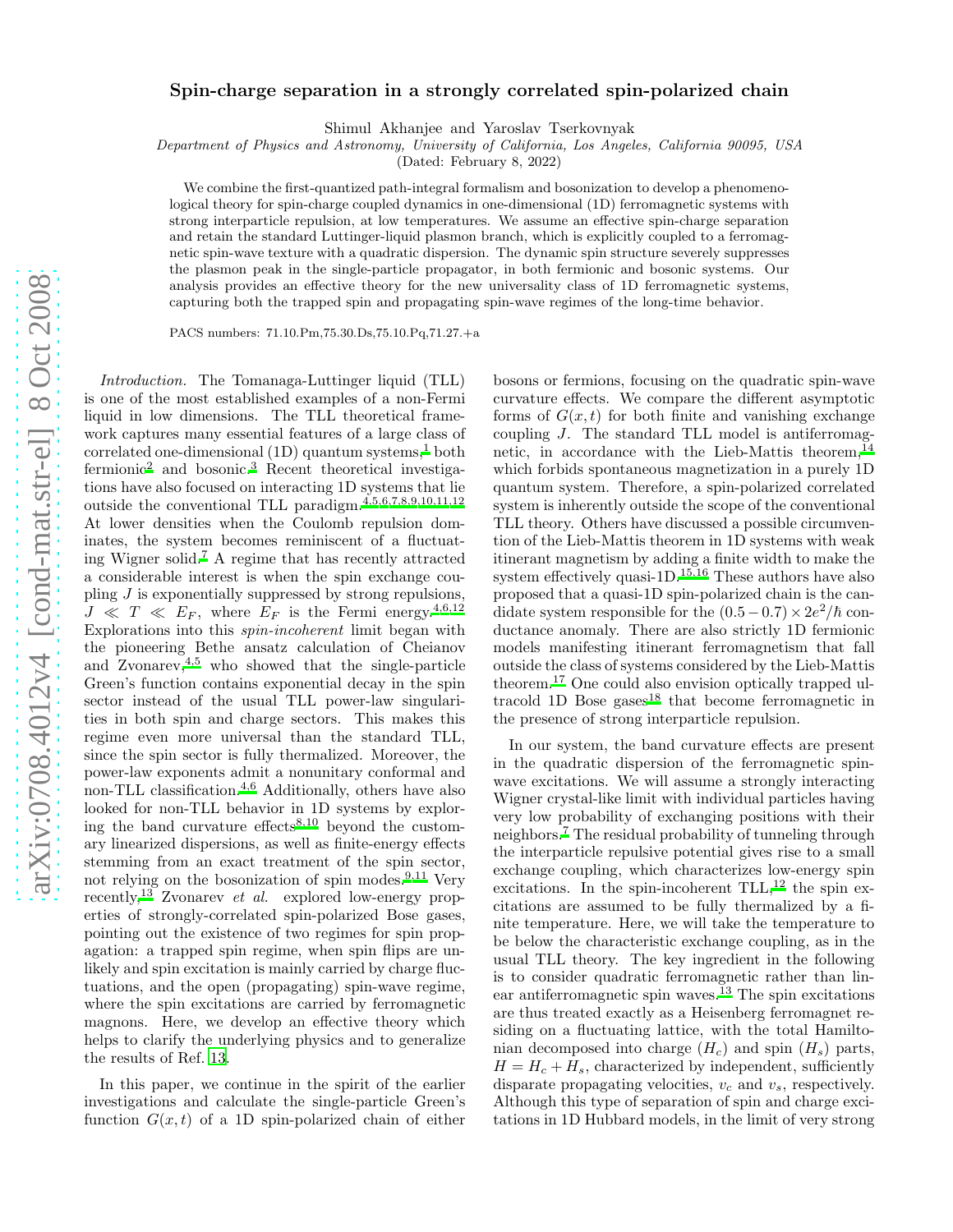# Spin-charge separation in a strongly correlated spin-polarized chain

Shimul Akhanjee and Yaroslav Tserkovnyak

*Department of Physics and Astronomy, University of California, Los Angeles, California 90095, USA*

(Dated: February 8, 2022)

We combine the first-quantized path-integral formalism and bosonization to develop a phenomenological theory for spin-charge coupled dynamics in one-dimensional (1D) ferromagnetic systems with strong interparticle repulsion, at low temperatures. We assume an effective spin-charge separation and retain the standard Luttinger-liquid plasmon branch, which is explicitly coupled to a ferromagnetic spin-wave texture with a quadratic dispersion. The dynamic spin structure severely suppresses the plasmon peak in the single-particle propagator, in both fermionic and bosonic systems. Our analysis provides an effective theory for the new universality class of 1D ferromagnetic systems, capturing both the trapped spin and propagating spin-wave regimes of the long-time behavior.

PACS numbers: 71.10.Pm,75.30.Ds,75.10.Pq,71.27.+a

*Introduction.* The Tomanaga-Luttinger liquid (TLL) is one of the most established examples of a non-Fermi liquid in low dimensions. The TLL theoretical framework captures many essential features of a large class of correlated one-dimensional (1D) quantum systems,[1] both fermionic[2] and bosonic.[3] Recent theoretical investigations have also focused on interacting 1D systems that lie outside the conventional TLL paradigm.[4,5,6,7,8,9,10,11,12] At lower densities when the Coulomb repulsion dominates, the system becomes reminiscent of a fluctuating Wigner solid.[7] A regime that has recently attracted a considerable interest is when the spin exchange coupling $J$ is exponentially suppressed by strong repulsions, $J \ll T \ll E_F$, where $E_F$ is the Fermi energy.[4,6,12] Explorations into this *spin-incoherent* limit began with the pioneering Bethe ansatz calculation of Cheianov and Zvonarev,[4,5] who showed that the single-particle Green's function contains exponential decay in the spin sector instead of the usual TLL power-law singularities in both spin and charge sectors. This makes this regime even more universal than the standard TLL, since the spin sector is fully thermalized. Moreover, the power-law exponents admit a nonunitary conformal and non-TLL classification.[4,6] Additionally, others have also looked for non-TLL behavior in 1D systems by exploring the band curvature effects[8,10] beyond the customary linearized dispersions, as well as finite-energy effects stemming from an exact treatment of the spin sector, not relying on the bosonization of spin modes.[9,11] Very recently,[13] Zvonarev *et al.* explored low-energy properties of strongly-correlated spin-polarized Bose gases, pointing out the existence of two regimes for spin propagation: a trapped spin regime, when spin flips are unlikely and spin excitation is mainly carried by charge fluctuations, and the open (propagating) spin-wave regime, where the spin excitations are carried by ferromagnetic magnons. Here, we develop an effective theory which helps to clarify the underlying physics and to generalize the results of Ref. 13.

In this paper, we continue in the spirit of the earlier investigations and calculate the single-particle Green's function $G(x,t)$ of a 1D spin-polarized chain of either bosons or fermions, focusing on the quadratic spin-wave curvature effects. We compare the different asymptotic forms of $G(x,t)$ for both finite and vanishing exchange coupling $J$. The standard TLL model is antiferromagnetic, in accordance with the Lieb-Mattis theorem,[14] which forbids spontaneous magnetization in a purely 1D quantum system. Therefore, a spin-polarized correlated system is inherently outside the scope of the conventional TLL theory. Others have discussed a possible circumvention of the Lieb-Mattis theorem in 1D systems with weak itinerant magnetism by adding a finite width to make the system effectively quasi-1D.[15,16] These authors have also proposed that a quasi-1D spin-polarized chain is the candidate system responsible for the $(0.5-0.7)\times 2e^2/\hbar$ conductance anomaly. There are also strictly 1D fermionic models manifesting itinerant ferromagnetism that fall outside the class of systems considered by the Lieb-Mattis theorem.[17] One could also envision optically trapped ultracold 1D Bose gases[18] that become ferromagnetic in the presence of strong interparticle repulsion.

In our system, the band curvature effects are present in the quadratic dispersion of the ferromagnetic spin-wave excitations. We will assume a strongly interacting Wigner crystal-like limit with individual particles having very low probability of exchanging positions with their neighbors.[7] The residual probability of tunneling through the interparticle repulsive potential gives rise to a small exchange coupling, which characterizes low-energy spin excitations. In the spin-incoherent TLL,[12] the spin excitations are assumed to be fully thermalized by a finite temperature. Here, we will take the temperature to be below the characteristic exchange coupling, as in the usual TLL theory. The key ingredient in the following is to consider quadratic ferromagnetic rather than linear antiferromagnetic spin waves.[13] The spin excitations are thus treated exactly as a Heisenberg ferromagnet residing on a fluctuating lattice, with the total Hamiltonian decomposed into charge ($H_c$) and spin ($H_s$) parts, $H = H_c + H_s$, characterized by independent, sufficiently disparate propagating velocities, $v_c$ and $v_s$, respectively. Although this type of separation of spin and charge excitations in 1D Hubbard models, in the limit of very strong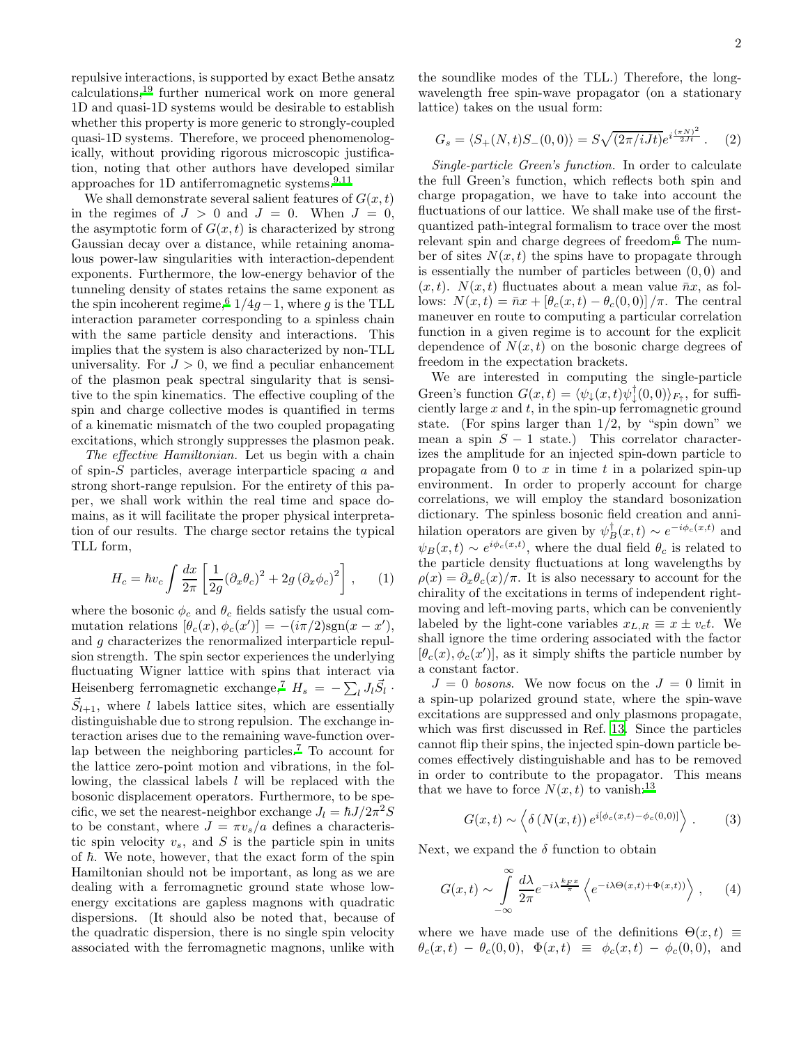repulsive interactions, is supported by exact Bethe ansatz calculations,[19] further numerical work on more general 1D and quasi-1D systems would be desirable to establish whether this property is more generic to strongly-coupled quasi-1D systems. Therefore, we proceed phenomenologically, without providing rigorous microscopic justification, noting that other authors have developed similar approaches for 1D antiferromagnetic systems.[9,11]

We shall demonstrate several salient features of $G(x,t)$ in the regimes of $J > 0$ and $J = 0$. When $J = 0$, the asymptotic form of $G(x,t)$ is characterized by strong Gaussian decay over a distance, while retaining anomalous power-law singularities with interaction-dependent exponents. Furthermore, the low-energy behavior of the tunneling density of states retains the same exponent as the spin incoherent regime,[6] $1/4g - 1$, where $g$ is the TLL interaction parameter corresponding to a spinless chain with the same particle density and interactions. This implies that the system is also characterized by non-TLL universality. For $J > 0$, we find a peculiar enhancement of the plasmon peak spectral singularity that is sensitive to the spin kinematics. The effective coupling of the spin and charge collective modes is quantified in terms of a kinematic mismatch of the two coupled propagating excitations, which strongly suppresses the plasmon peak.

*The effective Hamiltonian.* Let us begin with a chain of spin-$S$ particles, average interparticle spacing $a$ and strong short-range repulsion. For the entirety of this paper, we shall work within the real time and space domains, as it will facilitate the proper physical interpretation of our results. The charge sector retains the typical TLL form,

$$H_c = \hbar v_c \int \frac{dx}{2\pi} \left[ \frac{1}{2g} \left(\partial_x \theta_c\right)^2 + 2g \left(\partial_x \phi_c\right)^2 \right] , \qquad (1)$$

where the bosonic $\phi_c$ and $\theta_c$ fields satisfy the usual commutation relations $[\theta_c(x), \phi_c(x')] = -(i\pi/2)\text{sgn}(x - x')$, and $g$ characterizes the renormalized interparticle repulsion strength. The spin sector experiences the underlying fluctuating Wigner lattice with spins that interact via Heisenberg ferromagnetic exchange,[7] $H_s = -\sum_l J_l \vec{S}_l \cdot \vec{S}_{l+1}$, where $l$ labels lattice sites, which are essentially distinguishable due to strong repulsion. The exchange interaction arises due to the remaining wave-function overlap between the neighboring particles.[7] To account for the lattice zero-point motion and vibrations, in the following, the classical labels $l$ will be replaced with the bosonic displacement operators. Furthermore, to be specific, we set the nearest-neighbor exchange $J_l = \hbar J/2\pi^2 S$ to be constant, where $J = \pi v_s/a$ defines a characteristic spin velocity $v_s$, and $S$ is the particle spin in units of $\hbar$. We note, however, that the exact form of the spin Hamiltonian should not be important, as long as we are dealing with a ferromagnetic ground state whose low-energy excitations are gapless magnons with quadratic dispersions. (It should also be noted that, because of the quadratic dispersion, there is no single spin velocity associated with the ferromagnetic magnons, unlike with the soundlike modes of the TLL.) Therefore, the long-wavelength free spin-wave propagator (on a stationary lattice) takes on the usual form:

$$G_s = \langle S_+(N,t) S_-(0,0)\rangle = S\sqrt{(2\pi/iJt)}\, e^{i\frac{(\pi N)^2}{2Jt}} . \qquad (2)$$

*Single-particle Green's function.* In order to calculate the full Green's function, which reflects both spin and charge propagation, we have to take into account the fluctuations of our lattice. We shall make use of the first-quantized path-integral formalism to trace over the most relevant spin and charge degrees of freedom.[6] The number of sites $N(x,t)$ the spins have to propagate through is essentially the number of particles between $(0,0)$ and $(x,t)$. $N(x,t)$ fluctuates about a mean value $\bar{n}x$, as follows: $N(x,t) = \bar{n}x + [\theta_c(x,t) - \theta_c(0,0)]/\pi$. The central maneuver en route to computing a particular correlation function in a given regime is to account for the explicit dependence of $N(x,t)$ on the bosonic charge degrees of freedom in the expectation brackets.

We are interested in computing the single-particle Green's function $G(x,t) = \langle \psi_\downarrow(x,t)\psi_\downarrow^\dagger(0,0)\rangle_{F_\uparrow}$, for sufficiently large $x$ and $t$, in the spin-up ferromagnetic ground state. (For spins larger than 1/2, by "spin down" we mean a spin $S-1$ state.) This correlator characterizes the amplitude for an injected spin-down particle to propagate from 0 to $x$ in time $t$ in a polarized spin-up environment. In order to properly account for charge correlations, we will employ the standard bosonization dictionary. The spinless bosonic field creation and annihilation operators are given by $\psi_B^\dagger(x,t) \sim e^{-i\phi_c(x,t)}$ and $\psi_B(x,t) \sim e^{i\phi_c(x,t)}$, where the dual field $\theta_c$ is related to the particle density fluctuations at long wavelengths by $\rho(x) = \partial_x\theta_c(x)/\pi$. It is also necessary to account for the chirality of the excitations in terms of independent right-moving and left-moving parts, which can be conveniently labeled by the light-cone variables $x_{L,R} \equiv x \pm v_c t$. We shall ignore the time ordering associated with the factor $[\theta_c(x), \phi_c(x')]$, as it simply shifts the particle number by a constant factor.

*$J = 0$ bosons.* We now focus on the $J = 0$ limit in a spin-up polarized ground state, where the spin-wave excitations are suppressed and only plasmons propagate, which was first discussed in Ref. [13]. Since the particles cannot flip their spins, the injected spin-down particle becomes effectively distinguishable and has to be removed in order to contribute to the propagator. This means that we have to force $N(x,t)$ to vanish:[13]

$$G(x,t) \sim \left\langle \delta\left(N(x,t)\right) e^{i[\phi_c(x,t) - \phi_c(0,0)]} \right\rangle . \qquad (3)$$

Next, we expand the $\delta$ function to obtain

$$G(x,t) \sim \int_{-\infty}^{\infty} \frac{d\lambda}{2\pi} e^{-i\lambda\frac{k_F x}{\pi}} \left\langle e^{-i\lambda\Theta(x,t) + \Phi(x,t))} \right\rangle , \qquad (4)$$

where we have made use of the definitions $\Theta(x,t) \equiv \theta_c(x,t) - \theta_c(0,0)$, $\Phi(x,t) \equiv \phi_c(x,t) - \phi_c(0,0)$, and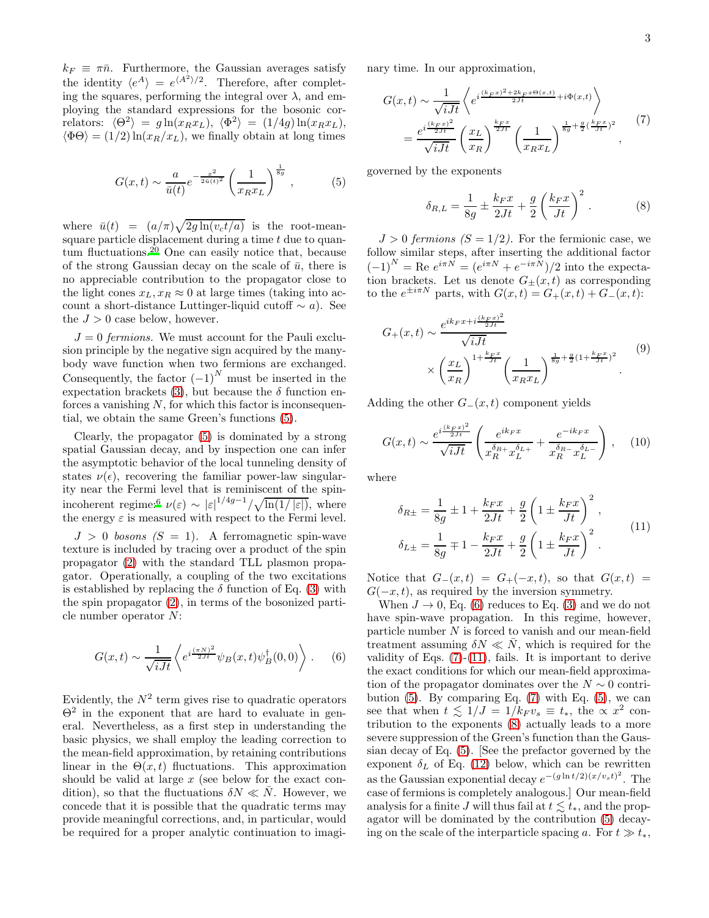$k_F \equiv \pi \bar{n}$. Furthermore, the Gaussian averages satisfy the identity $\langle e^A \rangle = e^{\langle A^2 \rangle /2}$. Therefore, after completing the squares, performing the integral over $\lambda$, and employing the standard expressions for the bosonic correlators: $\langle \Theta^2 \rangle = g \ln(x_R x_L)$, $\langle \Phi^2 \rangle = (1/4g) \ln(x_R x_L)$, $\langle \Phi\Theta \rangle = (1/2) \ln(x_R/x_L)$, we finally obtain at long times

$$G(x,t) \sim \frac{a}{\bar{u}(t)} e^{-\frac{x^2}{2\bar{u}(t)^2}} \left( \frac{1}{x_R x_L} \right)^{\frac{1}{8g}}, \tag{5}$$

where $\bar{u}(t) = (a/\pi)\sqrt{2g \ln(v_c t/a)}$ is the root-mean-square particle displacement during a time $t$ due to quantum fluctuations.[20] One can easily notice that, because of the strong Gaussian decay on the scale of $\bar{u}$, there is no appreciable contribution to the propagator close to the light cones $x_L, x_R \approx 0$ at large times (taking into account a short-distance Luttinger-liquid cutoff $\sim a$). See the $J > 0$ case below, however.

*$J = 0$ fermions.* We must account for the Pauli exclusion principle by the negative sign acquired by the many-body wave function when two fermions are exchanged. Consequently, the factor $(-1)^N$ must be inserted in the expectation brackets (3), but because the $\delta$ function enforces a vanishing $N$, for which this factor is inconsequential, we obtain the same Green's functions (5).

Clearly, the propagator (5) is dominated by a strong spatial Gaussian decay, and by inspection one can infer the asymptotic behavior of the local tunneling density of states $\nu(\epsilon)$, recovering the familiar power-law singularity near the Fermi level that is reminiscent of the spin-incoherent regime:[6] $\nu(\varepsilon) \sim |\varepsilon|^{1/4g-1}/\sqrt{\ln(1/|\varepsilon|)}$, where the energy $\varepsilon$ is measured with respect to the Fermi level.

*$J > 0$ bosons ($S = 1$).* A ferromagnetic spin-wave texture is included by tracing over a product of the spin propagator (2) with the standard TLL plasmon propagator. Operationally, a coupling of the two excitations is established by replacing the $\delta$ function of Eq. (3) with the spin propagator (2), in terms of the bosonized particle number operator $N$:

$$G(x,t) \sim \frac{1}{\sqrt{iJt}} \left\langle e^{i\frac{(\pi N)^2}{2Jt}} \psi_B(x,t) \psi_B^\dagger(0,0) \right\rangle. \tag{6}$$

Evidently, the $N^2$ term gives rise to quadratic operators $\Theta^2$ in the exponent that are hard to evaluate in general. Nevertheless, as a first step in understanding the basic physics, we shall employ the leading correction to the mean-field approximation, by retaining contributions linear in the $\Theta(x,t)$ fluctuations. This approximation should be valid at large $x$ (see below for the exact condition), so that the fluctuations $\delta N \ll \bar{N}$. However, we concede that it is possible that the quadratic terms may provide meaningful corrections, and, in particular, would be required for a proper analytic continuation to imaginary time. In our approximation,

$$\begin{aligned} G(x,t) &\sim \frac{1}{\sqrt{iJt}} \left\langle e^{i\frac{(k_F x)^2 + 2k_F x \Theta(x,t)}{2Jt} + i\Phi(x,t)} \right\rangle \\ &= \frac{e^{i\frac{(k_F x)^2}{2Jt}}}{\sqrt{iJt}} \left( \frac{x_L}{x_R} \right)^{\frac{k_F x}{2Jt}} \left( \frac{1}{x_R x_L} \right)^{\frac{1}{8g} + \frac{g}{2}\left(\frac{k_F x}{Jt}\right)^2}, \end{aligned} \tag{7}$$

governed by the exponents

$$\delta_{R,L} = \frac{1}{8g} \pm \frac{k_F x}{2Jt} + \frac{g}{2} \left( \frac{k_F x}{Jt} \right)^2. \tag{8}$$

*$J > 0$ fermions ($S = 1/2$).* For the fermionic case, we follow similar steps, after inserting the additional factor $(-1)^N = \mathrm{Re}\, e^{i\pi N} = (e^{i\pi N} + e^{-i\pi N})/2$ into the expectation brackets. Let us denote $G_\pm(x,t)$ as corresponding to the $e^{\pm i\pi N}$ parts, with $G(x,t) = G_+(x,t) + G_-(x,t)$:

$$\begin{aligned} G_+(x,t) &\sim \frac{e^{ik_F x + i\frac{(k_F x)^2}{2Jt}}}{\sqrt{iJt}} \\ &\quad \times \left( \frac{x_L}{x_R} \right)^{1 + \frac{k_F x}{Jt}} \left( \frac{1}{x_R x_L} \right)^{\frac{1}{8g} + \frac{g}{2}\left(1 + \frac{k_F x}{Jt}\right)^2}. \end{aligned} \tag{9}$$

Adding the other $G_-(x,t)$ component yields

$$G(x,t) \sim \frac{e^{i\frac{(k_F x)^2}{2Jt}}}{\sqrt{iJt}} \left( \frac{e^{ik_F x}}{x_R^{\delta_{R+}} x_L^{\delta_{L+}}} + \frac{e^{-ik_F x}}{x_R^{\delta_{R-}} x_L^{\delta_{L-}}} \right), \tag{10}$$

where

$$\begin{aligned} \delta_{R\pm} &= \frac{1}{8g} \pm 1 + \frac{k_F x}{2Jt} + \frac{g}{2} \left( 1 \pm \frac{k_F x}{Jt} \right)^2, \\ \delta_{L\pm} &= \frac{1}{8g} \mp 1 - \frac{k_F x}{2Jt} + \frac{g}{2} \left( 1 \pm \frac{k_F x}{Jt} \right)^2. \end{aligned} \tag{11}$$

Notice that $G_-(x,t) = G_+(-x,t)$, so that $G(x,t) = G(-x,t)$, as required by the inversion symmetry.

When $J \to 0$, Eq. (6) reduces to Eq. (3) and we do not have spin-wave propagation. In this regime, however, particle number $N$ is forced to vanish and our mean-field treatment assuming $\delta N \ll \bar{N}$, which is required for the validity of Eqs. (7)-(11), fails. It is important to derive the exact conditions for which our mean-field approximation of the propagator dominates over the $N \sim 0$ contribution (5). By comparing Eq. (7) with Eq. (5), we can see that when $t \lesssim 1/J = 1/k_F v_s \equiv t_*$, the $\propto x^2$ contribution to the exponents (8) actually leads to a more severe suppression of the Green's function than the Gaussian decay of Eq. (5). [See the prefactor governed by the exponent $\delta_L$ of Eq. (12) below, which can be rewritten as the Gaussian exponential decay $e^{-(g \ln t/2)(x/v_s t)^2}$. The case of fermions is completely analogous.] Our mean-field analysis for a finite $J$ will thus fail at $t \lesssim t_*$, and the propagator will be dominated by the contribution (5) decaying on the scale of the interparticle spacing $a$. For $t \gg t_*$,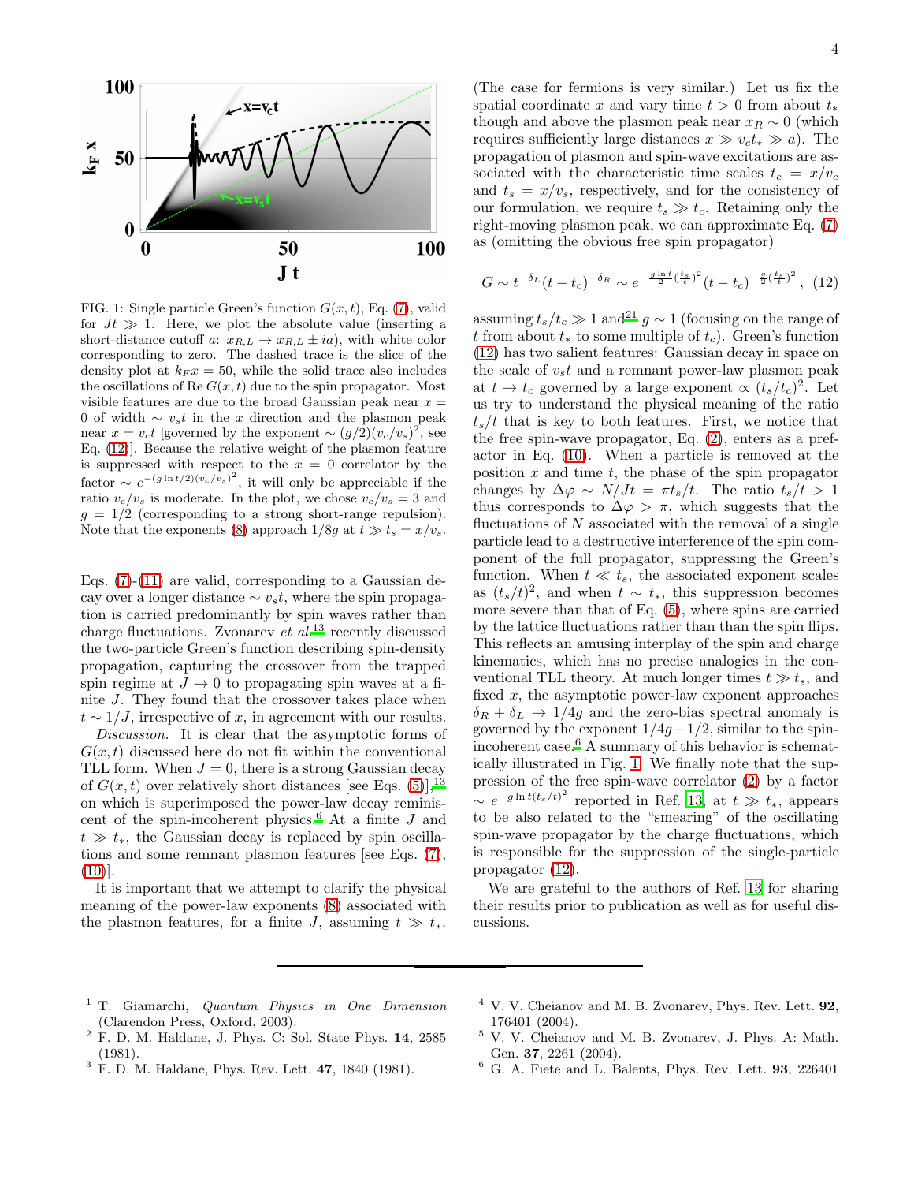FIG. 1: Single particle Green's function $G(x,t)$, Eq. (7), valid for $Jt \gg 1$. Here, we plot the absolute value (inserting a short-distance cutoff $a$: $x_{R,L} \to x_{R,L} \pm ia$), with white color corresponding to zero. The dashed trace is the slice of the density plot at $k_F x = 50$, while the solid trace also includes the oscillations of Re $G(x,t)$ due to the spin propagator. Most visible features are due to the broad Gaussian peak near $x = 0$ of width $\sim v_s t$ in the $x$ direction and the plasmon peak near $x = v_c t$ [governed by the exponent $\sim (g/2)(v_c/v_s)^2$, see Eq. (12)]. Because the relative weight of the plasmon feature is suppressed with respect to the $x = 0$ correlator by the factor $\sim e^{-(g \ln t/2)(v_c/v_s)^2}$, it will only be appreciable if the ratio $v_c/v_s$ is moderate. In the plot, we chose $v_c/v_s = 3$ and $g = 1/2$ (corresponding to a strong short-range repulsion). Note that the exponents (8) approach $1/8g$ at $t \gg t_s = x/v_s$.

Eqs. (7)-(11) are valid, corresponding to a Gaussian decay over a longer distance $\sim v_s t$, where the spin propagation is carried predominantly by spin waves rather than charge fluctuations. Zvonarev *et al.*[13] recently discussed the two-particle Green's function describing spin-density propagation, capturing the crossover from the trapped spin regime at $J \to 0$ to propagating spin waves at a finite $J$. They found that the crossover takes place when $t \sim 1/J$, irrespective of $x$, in agreement with our results.

*Discussion.* It is clear that the asymptotic forms of $G(x,t)$ discussed here do not fit within the conventional TLL form. When $J = 0$, there is a strong Gaussian decay of $G(x,t)$ over relatively short distances [see Eqs. (5)],[13] on which is superimposed the power-law decay reminiscent of the spin-incoherent physics.[6] At a finite $J$ and $t \gg t_*$, the Gaussian decay is replaced by spin oscillations and some remnant plasmon features [see Eqs. (7), (10)].

It is important that we attempt to clarify the physical meaning of the power-law exponents (8) associated with the plasmon features, for a finite $J$, assuming $t \gg t_*$. (The case for fermions is very similar.) Let us fix the spatial coordinate $x$ and vary time $t > 0$ from about $t_*$ though and above the plasmon peak near $x_R \sim 0$ (which requires sufficiently large distances $x \gg v_c t_* \gg a$). The propagation of plasmon and spin-wave excitations are associated with the characteristic time scales $t_c = x/v_c$ and $t_s = x/v_s$, respectively, and for the consistency of our formulation, we require $t_s \gg t_c$. Retaining only the right-moving plasmon peak, we can approximate Eq. (7) as (omitting the obvious free spin propagator)

$$G \sim t^{-\delta_L}(t-t_c)^{-\delta_R} \sim e^{-\frac{g \ln t}{2}\left(\frac{t_s}{t}\right)^2}(t-t_c)^{-\frac{g}{2}\left(\frac{t_s}{t}\right)^2}\,, \quad (12)$$

assuming $t_s/t_c \gg 1$ and[21] $g \sim 1$ (focusing on the range of $t$ from about $t_*$ to some multiple of $t_c$). Green's function (12) has two salient features: Gaussian decay in space on the scale of $v_s t$ and a remnant power-law plasmon peak at $t \to t_c$ governed by a large exponent $\propto (t_s/t_c)^2$. Let us try to understand the physical meaning of the ratio $t_s/t$ that is key to both features. First, we notice that the free spin-wave propagator, Eq. (2), enters as a prefactor in Eq. (10). When a particle is removed at the position $x$ and time $t$, the phase of the spin propagator changes by $\Delta\varphi \sim N/Jt = \pi t_s/t$. The ratio $t_s/t > 1$ thus corresponds to $\Delta\varphi > \pi$, which suggests that the fluctuations of $N$ associated with the removal of a single particle lead to a destructive interference of the spin component of the full propagator, suppressing the Green's function. When $t \ll t_s$, the associated exponent scales as $(t_s/t)^2$, and when $t \sim t_*$, this suppression becomes more severe than that of Eq. (5), where spins are carried by the lattice fluctuations rather than than the spin flips. This reflects an amusing interplay of the spin and charge kinematics, which has no precise analogies in the conventional TLL theory. At much longer times $t \gg t_s$, and fixed $x$, the asymptotic power-law exponent approaches $\delta_R + \delta_L \to 1/4g$ and the zero-bias spectral anomaly is governed by the exponent $1/4g - 1/2$, similar to the spin-incoherent case.[6] A summary of this behavior is schematically illustrated in Fig. 1. We finally note that the suppression of the free spin-wave correlator (2) by a factor $\sim e^{-g \ln t (t_s/t)^2}$ reported in Ref. 13, at $t \gg t_*$, appears to be also related to the "smearing" of the oscillating spin-wave propagator by the charge fluctuations, which is responsible for the suppression of the single-particle propagator (12).

We are grateful to the authors of Ref. 13 for sharing their results prior to publication as well as for useful discussions.

---

1. T. Giamarchi, *Quantum Physics in One Dimension* (Clarendon Press, Oxford, 2003).
2. F. D. M. Haldane, J. Phys. C: Sol. State Phys. **14**, 2585 (1981).
3. F. D. M. Haldane, Phys. Rev. Lett. **47**, 1840 (1981).
4. V. V. Cheianov and M. B. Zvonarev, Phys. Rev. Lett. **92**, 176401 (2004).
5. V. V. Cheianov and M. B. Zvonarev, J. Phys. A: Math. Gen. **37**, 2261 (2004).
6. G. A. Fiete and L. Balents, Phys. Rev. Lett. **93**, 226401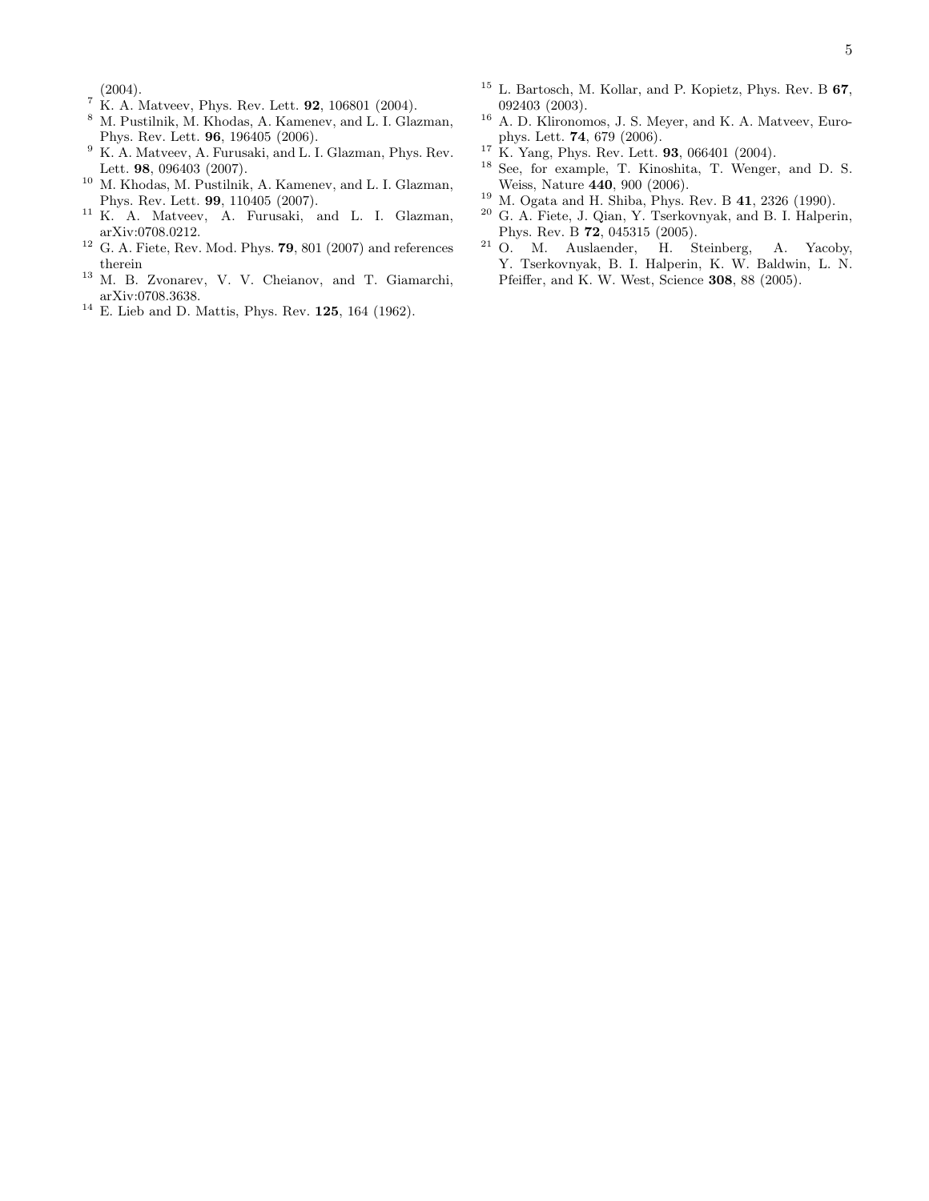(2004).

[7] K. A. Matveev, Phys. Rev. Lett. **92**, 106801 (2004).

[8] M. Pustilnik, M. Khodas, A. Kamenev, and L. I. Glazman, Phys. Rev. Lett. **96**, 196405 (2006).

[9] K. A. Matveev, A. Furusaki, and L. I. Glazman, Phys. Rev. Lett. **98**, 096403 (2007).

[10] M. Khodas, M. Pustilnik, A. Kamenev, and L. I. Glazman, Phys. Rev. Lett. **99**, 110405 (2007).

[11] K. A. Matveev, A. Furusaki, and L. I. Glazman, arXiv:0708.0212.

[12] G. A. Fiete, Rev. Mod. Phys. **79**, 801 (2007) and references therein

[13] M. B. Zvonarev, V. V. Cheianov, and T. Giamarchi, arXiv:0708.3638.

[14] E. Lieb and D. Mattis, Phys. Rev. **125**, 164 (1962).

[15] L. Bartosch, M. Kollar, and P. Kopietz, Phys. Rev. B **67**, 092403 (2003).

[16] A. D. Klironomos, J. S. Meyer, and K. A. Matveev, Europhys. Lett. **74**, 679 (2006).

[17] K. Yang, Phys. Rev. Lett. **93**, 066401 (2004).

[18] See, for example, T. Kinoshita, T. Wenger, and D. S. Weiss, Nature **440**, 900 (2006).

[19] M. Ogata and H. Shiba, Phys. Rev. B **41**, 2326 (1990).

[20] G. A. Fiete, J. Qian, Y. Tserkovnyak, and B. I. Halperin, Phys. Rev. B **72**, 045315 (2005).

[21] O. M. Auslaender, H. Steinberg, A. Yacoby, Y. Tserkovnyak, B. I. Halperin, K. W. Baldwin, L. N. Pfeiffer, and K. W. West, Science **308**, 88 (2005).